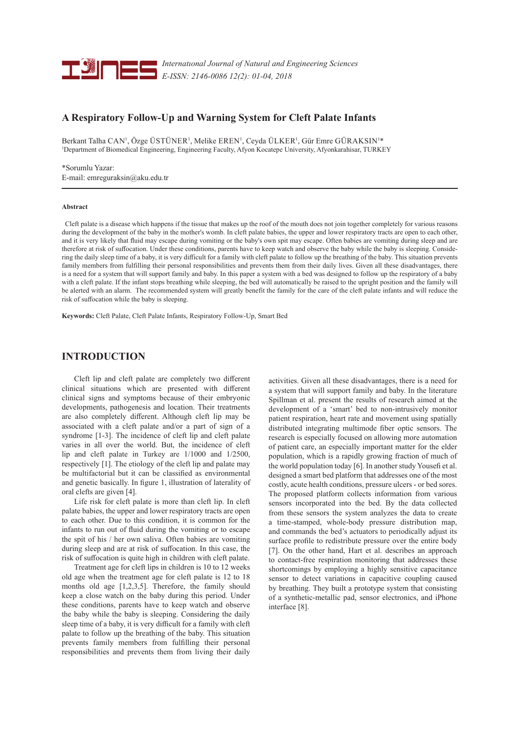# A Respiratory Follow-Up and Warning System for Cleft Palate Infants

Berkant Talha CAN[1], Özge ÜSTÜNER[1], Melike EREN[1], Ceyda ÜLKER[1], Gür Emre GÜRAKSIN[1]*

[1]Department of Biomedical Engineering, Engineering Faculty, Afyon Kocatepe University, Afyonkarahisar, TURKEY

*Sorumlu Yazar:
E-mail: emreguraksin@aku.edu.tr

**Abstract**

Cleft palate is a disease which happens if the tissue that makes up the roof of the mouth does not join together completely for various reasons during the development of the baby in the mother's womb. In cleft palate babies, the upper and lower respiratory tracts are open to each other, and it is very likely that fluid may escape during vomiting or the baby's own spit may escape. Often babies are vomiting during sleep and are therefore at risk of suffocation. Under these conditions, parents have to keep watch and observe the baby while the baby is sleeping. Considering the daily sleep time of a baby, it is very difficult for a family with cleft palate to follow up the breathing of the baby. This situation prevents family members from fulfilling their personal responsibilities and prevents them from their daily lives. Given all these disadvantages, there is a need for a system that will support family and baby. In this paper a system with a bed was designed to follow up the respiratory of a baby with a cleft palate. If the infant stops breathing while sleeping, the bed will automatically be raised to the upright position and the family will be alerted with an alarm. The recommended system will greatly benefit the family for the care of the cleft palate infants and will reduce the risk of suffocation while the baby is sleeping.

**Keywords:** Cleft Palate, Cleft Palate Infants, Respiratory Follow-Up, Smart Bed

## INTRODUCTION

Cleft lip and cleft palate are completely two different clinical situations which are presented with different clinical signs and symptoms because of their embryonic developments, pathogenesis and location. Their treatments are also completely different. Although cleft lip may be associated with a cleft palate and/or a part of sign of a syndrome [1-3]. The incidence of cleft lip and cleft palate varies in all over the world. But, the incidence of cleft lip and cleft palate in Turkey are 1/1000 and 1/2500, respectively [1]. The etiology of the cleft lip and palate may be multifactorial but it can be classified as environmental and genetic basically. In figure 1, illustration of laterality of oral clefts are given [4].

Life risk for cleft palate is more than cleft lip. In cleft palate babies, the upper and lower respiratory tracts are open to each other. Due to this condition, it is common for the infants to run out of fluid during the vomiting or to escape the spit of his / her own saliva. Often babies are vomiting during sleep and are at risk of suffocation. In this case, the risk of suffocation is quite high in children with cleft palate.

Treatment age for cleft lips in children is 10 to 12 weeks old age when the treatment age for cleft palate is 12 to 18 months old age [1,2,3,5]. Therefore, the family should keep a close watch on the baby during this period. Under these conditions, parents have to keep watch and observe the baby while the baby is sleeping. Considering the daily sleep time of a baby, it is very difficult for a family with cleft palate to follow up the breathing of the baby. This situation prevents family members from fulfilling their personal responsibilities and prevents them from living their daily activities. Given all these disadvantages, there is a need for a system that will support family and baby. In the literature Spillman et al. present the results of research aimed at the development of a 'smart' bed to non-intrusively monitor patient respiration, heart rate and movement using spatially distributed integrating multimode fiber optic sensors. The research is especially focused on allowing more automation of patient care, an especially important matter for the elder population, which is a rapidly growing fraction of much of the world population today [6]. In another study Yousefi et al. designed a smart bed platform that addresses one of the most costly, acute health conditions, pressure ulcers - or bed sores. The proposed platform collects information from various sensors incorporated into the bed. By the data collected from these sensors the system analyzes the data to create a time-stamped, whole-body pressure distribution map, and commands the bed's actuators to periodically adjust its surface profile to redistribute pressure over the entire body [7]. On the other hand, Hart et al. describes an approach to contact-free respiration monitoring that addresses these shortcomings by employing a highly sensitive capacitance sensor to detect variations in capacitive coupling caused by breathing. They built a prototype system that consisting of a synthetic-metallic pad, sensor electronics, and iPhone interface [8].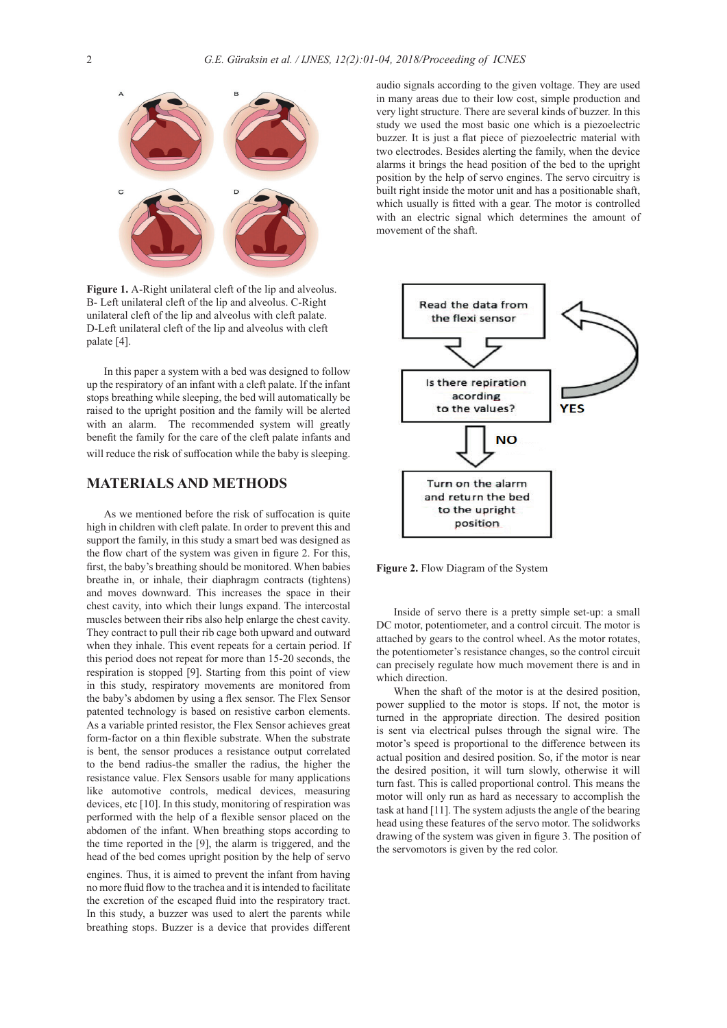**Figure 1.** A-Right unilateral cleft of the lip and alveolus. B- Left unilateral cleft of the lip and alveolus. C-Right unilateral cleft of the lip and alveolus with cleft palate. D-Left unilateral cleft of the lip and alveolus with cleft palate [4].

In this paper a system with a bed was designed to follow up the respiratory of an infant with a cleft palate. If the infant stops breathing while sleeping, the bed will automatically be raised to the upright position and the family will be alerted with an alarm. The recommended system will greatly benefit the family for the care of the cleft palate infants and will reduce the risk of suffocation while the baby is sleeping.

## MATERIALS AND METHODS

As we mentioned before the risk of suffocation is quite high in children with cleft palate. In order to prevent this and support the family, in this study a smart bed was designed as the flow chart of the system was given in figure 2. For this, first, the baby's breathing should be monitored. When babies breathe in, or inhale, their diaphragm contracts (tightens) and moves downward. This increases the space in their chest cavity, into which their lungs expand. The intercostal muscles between their ribs also help enlarge the chest cavity. They contract to pull their rib cage both upward and outward when they inhale. This event repeats for a certain period. If this period does not repeat for more than 15-20 seconds, the respiration is stopped [9]. Starting from this point of view in this study, respiratory movements are monitored from the baby's abdomen by using a flex sensor. The Flex Sensor patented technology is based on resistive carbon elements. As a variable printed resistor, the Flex Sensor achieves great form-factor on a thin flexible substrate. When the substrate is bent, the sensor produces a resistance output correlated to the bend radius-the smaller the radius, the higher the resistance value. Flex Sensors usable for many applications like automotive controls, medical devices, measuring devices, etc [10]. In this study, monitoring of respiration was performed with the help of a flexible sensor placed on the abdomen of the infant. When breathing stops according to the time reported in the [9], the alarm is triggered, and the head of the bed comes upright position by the help of servo engines. Thus, it is aimed to prevent the infant from having no more fluid flow to the trachea and it is intended to facilitate the excretion of the escaped fluid into the respiratory tract. In this study, a buzzer was used to alert the parents while breathing stops. Buzzer is a device that provides different audio signals according to the given voltage. They are used in many areas due to their low cost, simple production and very light structure. There are several kinds of buzzer. In this study we used the most basic one which is a piezoelectric buzzer. It is just a flat piece of piezoelectric material with two electrodes. Besides alerting the family, when the device alarms it brings the head position of the bed to the upright position by the help of servo engines. The servo circuitry is built right inside the motor unit and has a positionable shaft, which usually is fitted with a gear. The motor is controlled with an electric signal which determines the amount of movement of the shaft.

Read the data from the flexi sensor

Is there repiration acording to the values?

YES

NO

Turn on the alarm and return the bed to the upright position

**Figure 2.** Flow Diagram of the System

Inside of servo there is a pretty simple set-up: a small DC motor, potentiometer, and a control circuit. The motor is attached by gears to the control wheel. As the motor rotates, the potentiometer's resistance changes, so the control circuit can precisely regulate how much movement there is and in which direction.

When the shaft of the motor is at the desired position, power supplied to the motor is stops. If not, the motor is turned in the appropriate direction. The desired position is sent via electrical pulses through the signal wire. The motor's speed is proportional to the difference between its actual position and desired position. So, if the motor is near the desired position, it will turn slowly, otherwise it will turn fast. This is called proportional control. This means the motor will only run as hard as necessary to accomplish the task at hand [11]. The system adjusts the angle of the bearing head using these features of the servo motor. The solidworks drawing of the system was given in figure 3. The position of the servomotors is given by the red color.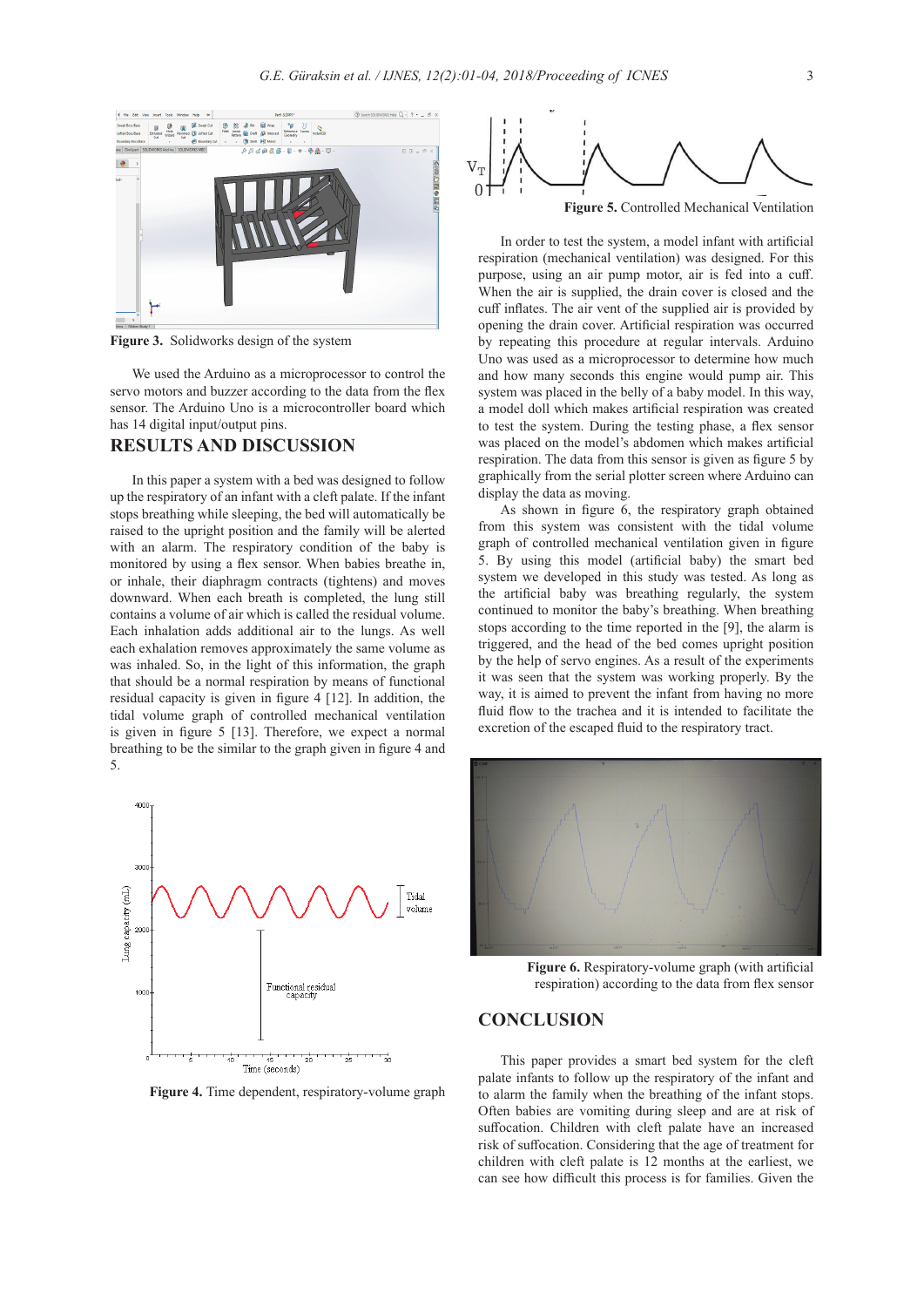Figure 3. Solidworks design of the system

We used the Arduino as a microprocessor to control the servo motors and buzzer according to the data from the flex sensor. The Arduino Uno is a microcontroller board which has 14 digital input/output pins.

## RESULTS AND DISCUSSION

In this paper a system with a bed was designed to follow up the respiratory of an infant with a cleft palate. If the infant stops breathing while sleeping, the bed will automatically be raised to the upright position and the family will be alerted with an alarm. The respiratory condition of the baby is monitored by using a flex sensor. When babies breathe in, or inhale, their diaphragm contracts (tightens) and moves downward. When each breath is completed, the lung still contains a volume of air which is called the residual volume. Each inhalation adds additional air to the lungs. As well each exhalation removes approximately the same volume as was inhaled. So, in the light of this information, the graph that should be a normal respiration by means of functional residual capacity is given in figure 4 [12]. In addition, the tidal volume graph of controlled mechanical ventilation is given in figure 5 [13]. Therefore, we expect a normal breathing to be the similar to the graph given in figure 4 and 5.

Figure 4. Time dependent, respiratory-volume graph

Figure 5. Controlled Mechanical Ventilation

In order to test the system, a model infant with artificial respiration (mechanical ventilation) was designed. For this purpose, using an air pump motor, air is fed into a cuff. When the air is supplied, the drain cover is closed and the cuff inflates. The air vent of the supplied air is provided by opening the drain cover. Artificial respiration was occurred by repeating this procedure at regular intervals. Arduino Uno was used as a microprocessor to determine how much and how many seconds this engine would pump air. This system was placed in the belly of a baby model. In this way, a model doll which makes artificial respiration was created to test the system. During the testing phase, a flex sensor was placed on the model's abdomen which makes artificial respiration. The data from this sensor is given as figure 5 by graphically from the serial plotter screen where Arduino can display the data as moving.

As shown in figure 6, the respiratory graph obtained from this system was consistent with the tidal volume graph of controlled mechanical ventilation given in figure 5. By using this model (artificial baby) the smart bed system we developed in this study was tested. As long as the artificial baby was breathing regularly, the system continued to monitor the baby's breathing. When breathing stops according to the time reported in the [9], the alarm is triggered, and the head of the bed comes upright position by the help of servo engines. As a result of the experiments it was seen that the system was working properly. By the way, it is aimed to prevent the infant from having no more fluid flow to the trachea and it is intended to facilitate the excretion of the escaped fluid to the respiratory tract.

Figure 6. Respiratory-volume graph (with artificial respiration) according to the data from flex sensor

## CONCLUSION

This paper provides a smart bed system for the cleft palate infants to follow up the respiratory of the infant and to alarm the family when the breathing of the infant stops. Often babies are vomiting during sleep and are at risk of suffocation. Children with cleft palate have an increased risk of suffocation. Considering that the age of treatment for children with cleft palate is 12 months at the earliest, we can see how difficult this process is for families. Given the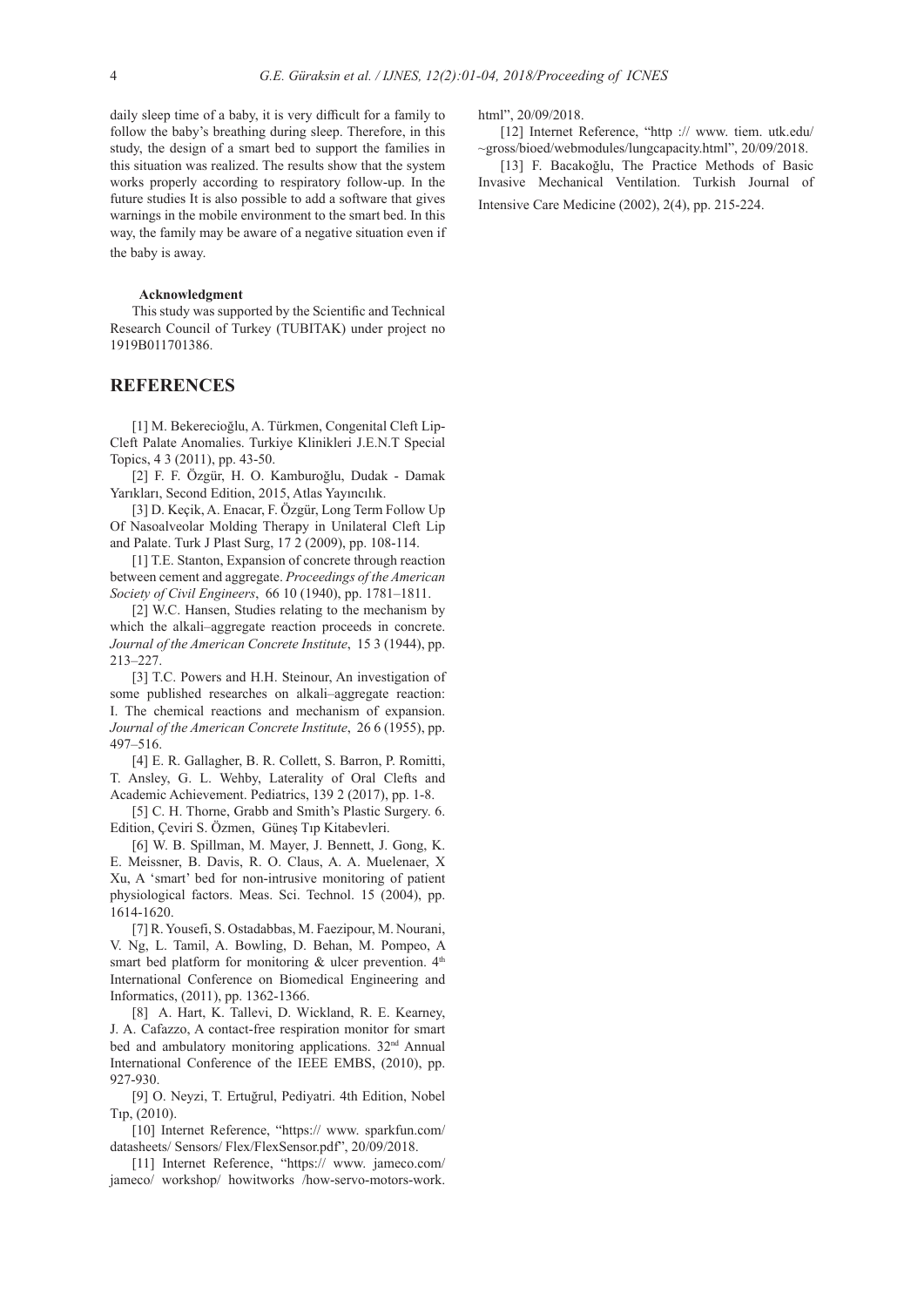daily sleep time of a baby, it is very difficult for a family to follow the baby's breathing during sleep. Therefore, in this study, the design of a smart bed to support the families in this situation was realized. The results show that the system works properly according to respiratory follow-up. In the future studies It is also possible to add a software that gives warnings in the mobile environment to the smart bed. In this way, the family may be aware of a negative situation even if the baby is away.

**Acknowledgment**

This study was supported by the Scientific and Technical Research Council of Turkey (TUBITAK) under project no 1919B011701386.

## REFERENCES

[1] M. Bekerecioğlu, A. Türkmen, Congenital Cleft Lip-Cleft Palate Anomalies. Turkiye Klinikleri J.E.N.T Special Topics, 4 3 (2011), pp. 43-50.

[2] F. F. Özgür, H. O. Kamburoğlu, Dudak - Damak Yarıkları, Second Edition, 2015, Atlas Yayıncılık.

[3] D. Keçik, A. Enacar, F. Özgür, Long Term Follow Up Of Nasoalveolar Molding Therapy in Unilateral Cleft Lip and Palate. Turk J Plast Surg, 17 2 (2009), pp. 108-114.

[1] T.E. Stanton, Expansion of concrete through reaction between cement and aggregate. *Proceedings of the American Society of Civil Engineers*, 66 10 (1940), pp. 1781–1811.

[2] W.C. Hansen, Studies relating to the mechanism by which the alkali–aggregate reaction proceeds in concrete. *Journal of the American Concrete Institute*, 15 3 (1944), pp. 213–227.

[3] T.C. Powers and H.H. Steinour, An investigation of some published researches on alkali–aggregate reaction: I. The chemical reactions and mechanism of expansion. *Journal of the American Concrete Institute*, 26 6 (1955), pp. 497–516.

[4] E. R. Gallagher, B. R. Collett, S. Barron, P. Romitti, T. Ansley, G. L. Wehby, Laterality of Oral Clefts and Academic Achievement. Pediatrics, 139 2 (2017), pp. 1-8.

[5] C. H. Thorne, Grabb and Smith's Plastic Surgery. 6. Edition, Çeviri S. Özmen, Güneş Tıp Kitabevleri.

[6] W. B. Spillman, M. Mayer, J. Bennett, J. Gong, K. E. Meissner, B. Davis, R. O. Claus, A. A. Muelenaer, X Xu, A 'smart' bed for non-intrusive monitoring of patient physiological factors. Meas. Sci. Technol. 15 (2004), pp. 1614-1620.

[7] R. Yousefi, S. Ostadabbas, M. Faezipour, M. Nourani, V. Ng, L. Tamil, A. Bowling, D. Behan, M. Pompeo, A smart bed platform for monitoring & ulcer prevention. 4th International Conference on Biomedical Engineering and Informatics, (2011), pp. 1362-1366.

[8] A. Hart, K. Tallevi, D. Wickland, R. E. Kearney, J. A. Cafazzo, A contact-free respiration monitor for smart bed and ambulatory monitoring applications. 32nd Annual International Conference of the IEEE EMBS, (2010), pp. 927-930.

[9] O. Neyzi, T. Ertuğrul, Pediyatri. 4th Edition, Nobel Tıp, (2010).

[10] Internet Reference, "https:// www. sparkfun.com/ datasheets/ Sensors/ Flex/FlexSensor.pdf", 20/09/2018.

[11] Internet Reference, "https:// www. jameco.com/ jameco/ workshop/ howitworks /how-servo-motors-work. html", 20/09/2018.

[12] Internet Reference, "http :// www. tiem. utk.edu/ ~gross/bioed/webmodules/lungcapacity.html", 20/09/2018.

[13] F. Bacakoğlu, The Practice Methods of Basic Invasive Mechanical Ventilation. Turkish Journal of Intensive Care Medicine (2002), 2(4), pp. 215-224.